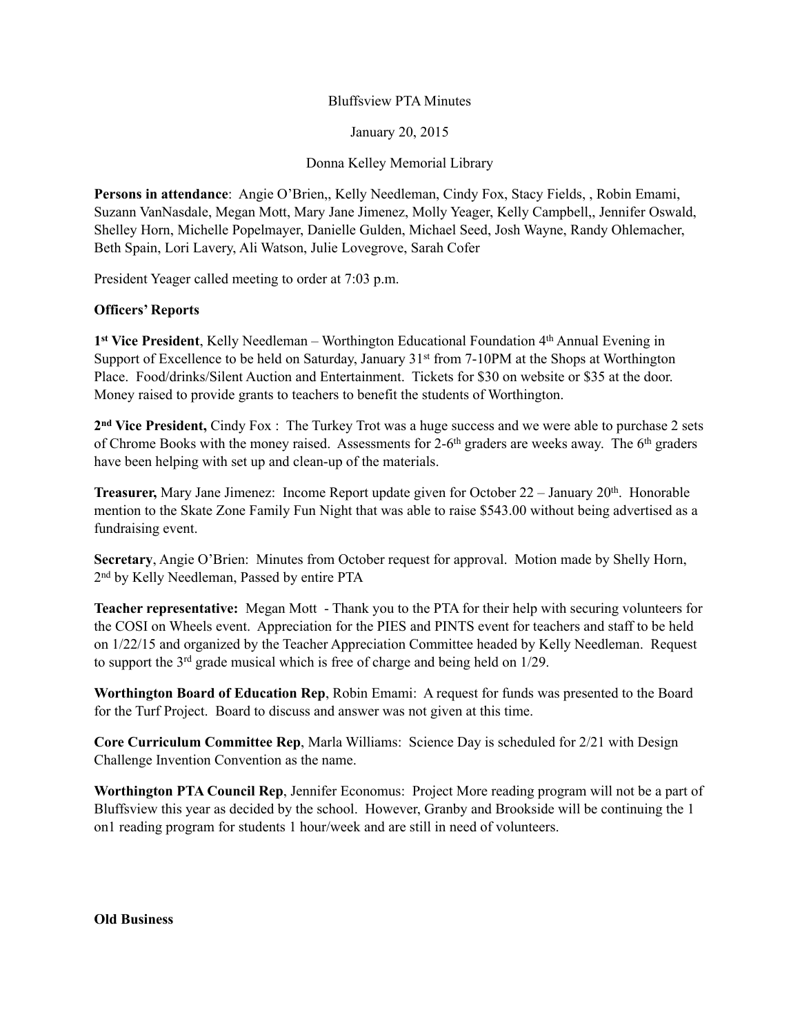Bluffsview PTA Minutes

January 20, 2015

Donna Kelley Memorial Library

**Persons in attendance**: Angie O'Brien,, Kelly Needleman, Cindy Fox, Stacy Fields, , Robin Emami, Suzann VanNasdale, Megan Mott, Mary Jane Jimenez, Molly Yeager, Kelly Campbell,, Jennifer Oswald, Shelley Horn, Michelle Popelmayer, Danielle Gulden, Michael Seed, Josh Wayne, Randy Ohlemacher, Beth Spain, Lori Lavery, Ali Watson, Julie Lovegrove, Sarah Cofer

President Yeager called meeting to order at 7:03 p.m.

**Officers' Reports**

**1st Vice President**, Kelly Needleman – Worthington Educational Foundation 4th Annual Evening in Support of Excellence to be held on Saturday, January 31st from 7-10PM at the Shops at Worthington Place. Food/drinks/Silent Auction and Entertainment. Tickets for $30 on website or $35 at the door. Money raised to provide grants to teachers to benefit the students of Worthington.

**2nd Vice President,** Cindy Fox : The Turkey Trot was a huge success and we were able to purchase 2 sets of Chrome Books with the money raised. Assessments for 2-6th graders are weeks away. The 6th graders have been helping with set up and clean-up of the materials.

**Treasurer,** Mary Jane Jimenez: Income Report update given for October 22 – January 20th. Honorable mention to the Skate Zone Family Fun Night that was able to raise $543.00 without being advertised as a fundraising event.

**Secretary**, Angie O'Brien: Minutes from October request for approval. Motion made by Shelly Horn, 2nd by Kelly Needleman, Passed by entire PTA

**Teacher representative:** Megan Mott - Thank you to the PTA for their help with securing volunteers for the COSI on Wheels event. Appreciation for the PIES and PINTS event for teachers and staff to be held on 1/22/15 and organized by the Teacher Appreciation Committee headed by Kelly Needleman. Request to support the 3rd grade musical which is free of charge and being held on 1/29.

**Worthington Board of Education Rep**, Robin Emami: A request for funds was presented to the Board for the Turf Project. Board to discuss and answer was not given at this time.

**Core Curriculum Committee Rep**, Marla Williams: Science Day is scheduled for 2/21 with Design Challenge Invention Convention as the name.

**Worthington PTA Council Rep**, Jennifer Economus: Project More reading program will not be a part of Bluffsview this year as decided by the school. However, Granby and Brookside will be continuing the 1 on1 reading program for students 1 hour/week and are still in need of volunteers.

**Old Business**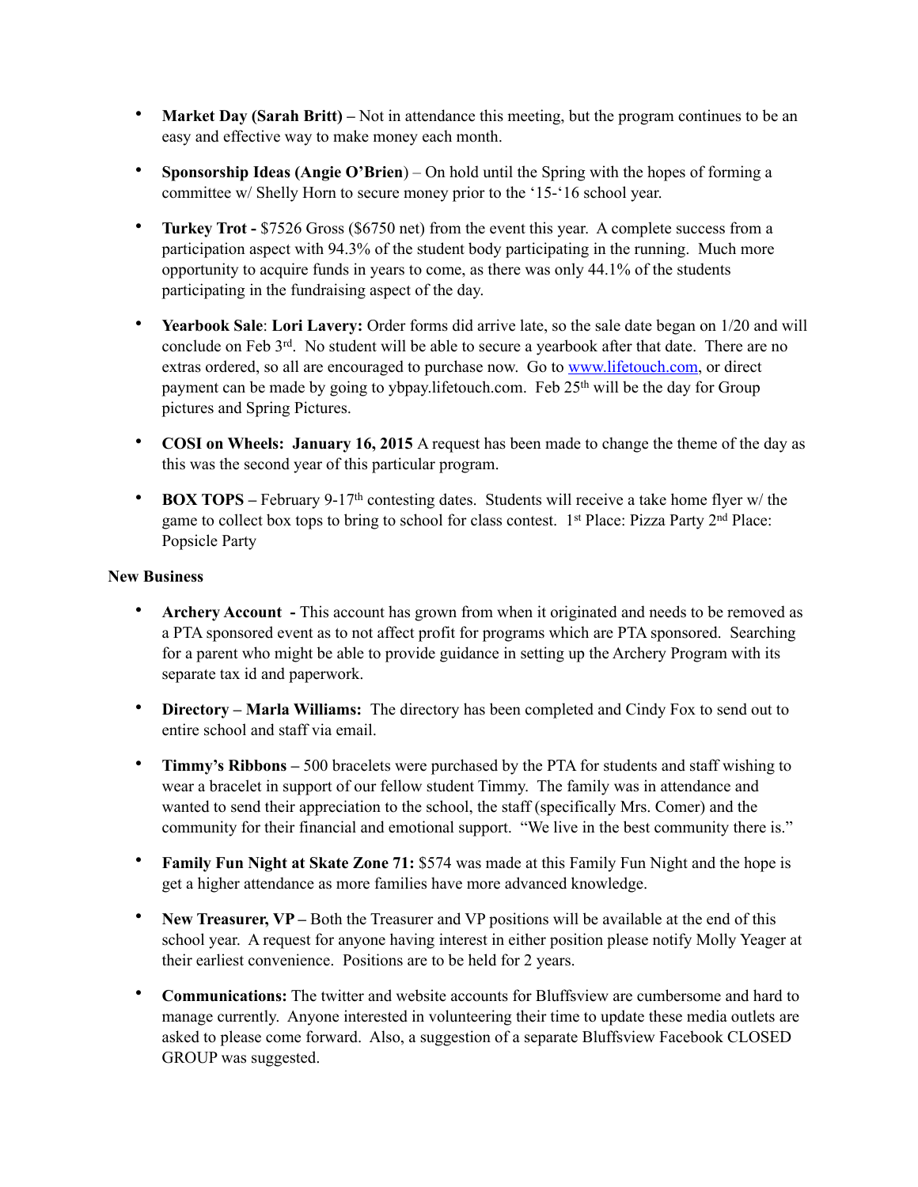- **Market Day (Sarah Britt) –** Not in attendance this meeting, but the program continues to be an easy and effective way to make money each month.
- **Sponsorship Ideas (Angie O'Brien**) – On hold until the Spring with the hopes of forming a committee w/ Shelly Horn to secure money prior to the '15-'16 school year.
- **Turkey Trot -** $7526 Gross ($6750 net) from the event this year. A complete success from a participation aspect with 94.3% of the student body participating in the running. Much more opportunity to acquire funds in years to come, as there was only 44.1% of the students participating in the fundraising aspect of the day.
- **Yearbook Sale**: **Lori Lavery:** Order forms did arrive late, so the sale date began on 1/20 and will conclude on Feb 3rd. No student will be able to secure a yearbook after that date. There are no extras ordered, so all are encouraged to purchase now. Go to www.lifetouch.com, or direct payment can be made by going to ybpay.lifetouch.com. Feb 25th will be the day for Group pictures and Spring Pictures.
- **COSI on Wheels: January 16, 2015** A request has been made to change the theme of the day as this was the second year of this particular program.
- **BOX TOPS –** February 9-17th contesting dates. Students will receive a take home flyer w/ the game to collect box tops to bring to school for class contest. 1st Place: Pizza Party 2nd Place: Popsicle Party

**New Business**

- **Archery Account -** This account has grown from when it originated and needs to be removed as a PTA sponsored event as to not affect profit for programs which are PTA sponsored. Searching for a parent who might be able to provide guidance in setting up the Archery Program with its separate tax id and paperwork.
- **Directory – Marla Williams:** The directory has been completed and Cindy Fox to send out to entire school and staff via email.
- **Timmy's Ribbons –** 500 bracelets were purchased by the PTA for students and staff wishing to wear a bracelet in support of our fellow student Timmy. The family was in attendance and wanted to send their appreciation to the school, the staff (specifically Mrs. Comer) and the community for their financial and emotional support. "We live in the best community there is."
- **Family Fun Night at Skate Zone 71:** $574 was made at this Family Fun Night and the hope is get a higher attendance as more families have more advanced knowledge.
- **New Treasurer, VP –** Both the Treasurer and VP positions will be available at the end of this school year. A request for anyone having interest in either position please notify Molly Yeager at their earliest convenience. Positions are to be held for 2 years.
- **Communications:** The twitter and website accounts for Bluffsview are cumbersome and hard to manage currently. Anyone interested in volunteering their time to update these media outlets are asked to please come forward. Also, a suggestion of a separate Bluffsview Facebook CLOSED GROUP was suggested.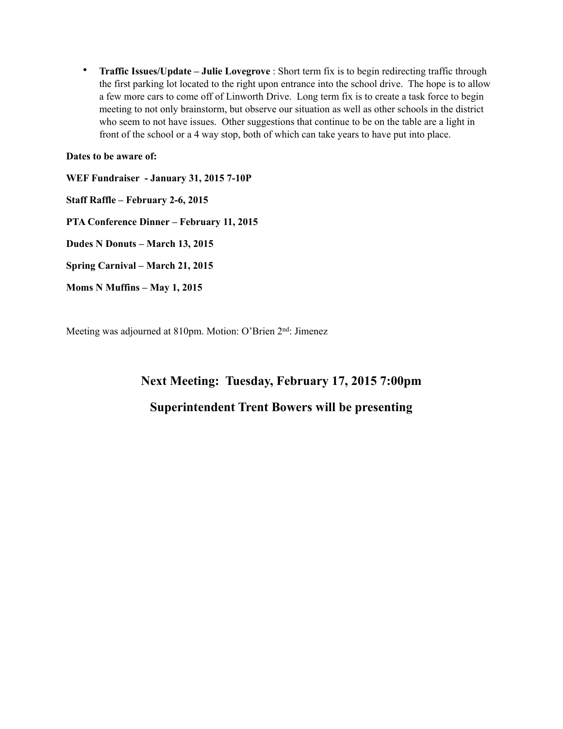- **Traffic Issues/Update – Julie Lovegrove** : Short term fix is to begin redirecting traffic through the first parking lot located to the right upon entrance into the school drive. The hope is to allow a few more cars to come off of Linworth Drive. Long term fix is to create a task force to begin meeting to not only brainstorm, but observe our situation as well as other schools in the district who seem to not have issues. Other suggestions that continue to be on the table are a light in front of the school or a 4 way stop, both of which can take years to have put into place.

**Dates to be aware of:**

**WEF Fundraiser - January 31, 2015 7-10P**

**Staff Raffle – February 2-6, 2015**

**PTA Conference Dinner – February 11, 2015**

**Dudes N Donuts – March 13, 2015**

**Spring Carnival – March 21, 2015**

**Moms N Muffins – May 1, 2015**

Meeting was adjourned at 810pm. Motion: O'Brien 2nd: Jimenez

## Next Meeting: Tuesday, February 17, 2015 7:00pm

## Superintendent Trent Bowers will be presenting